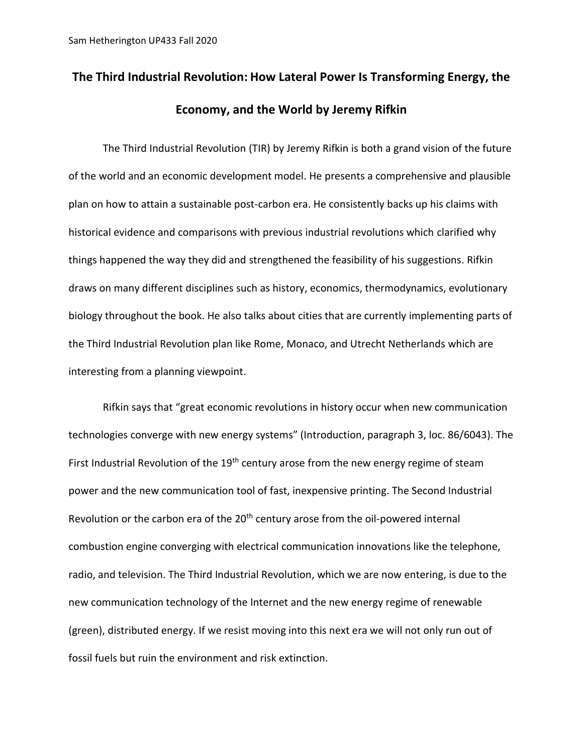Sam Hetherington UP433 Fall 2020

# The Third Industrial Revolution: How Lateral Power Is Transforming Energy, the Economy, and the World by Jeremy Rifkin

The Third Industrial Revolution (TIR) by Jeremy Rifkin is both a grand vision of the future of the world and an economic development model. He presents a comprehensive and plausible plan on how to attain a sustainable post-carbon era. He consistently backs up his claims with historical evidence and comparisons with previous industrial revolutions which clarified why things happened the way they did and strengthened the feasibility of his suggestions. Rifkin draws on many different disciplines such as history, economics, thermodynamics, evolutionary biology throughout the book. He also talks about cities that are currently implementing parts of the Third Industrial Revolution plan like Rome, Monaco, and Utrecht Netherlands which are interesting from a planning viewpoint.

Rifkin says that "great economic revolutions in history occur when new communication technologies converge with new energy systems" (Introduction, paragraph 3, loc. 86/6043). The First Industrial Revolution of the 19th century arose from the new energy regime of steam power and the new communication tool of fast, inexpensive printing. The Second Industrial Revolution or the carbon era of the 20th century arose from the oil-powered internal combustion engine converging with electrical communication innovations like the telephone, radio, and television. The Third Industrial Revolution, which we are now entering, is due to the new communication technology of the Internet and the new energy regime of renewable (green), distributed energy. If we resist moving into this next era we will not only run out of fossil fuels but ruin the environment and risk extinction.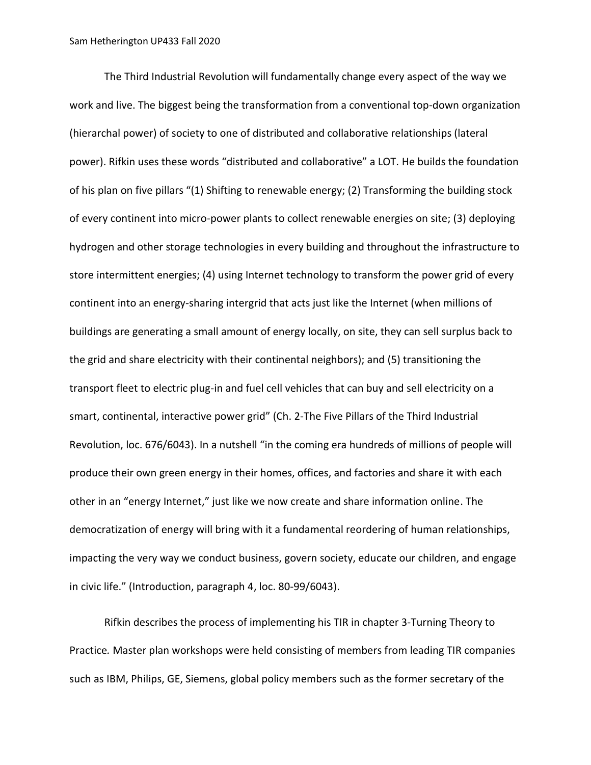The Third Industrial Revolution will fundamentally change every aspect of the way we work and live. The biggest being the transformation from a conventional top-down organization (hierarchal power) of society to one of distributed and collaborative relationships (lateral power). Rifkin uses these words "distributed and collaborative" a LOT. He builds the foundation of his plan on five pillars "(1) Shifting to renewable energy; (2) Transforming the building stock of every continent into micro-power plants to collect renewable energies on site; (3) deploying hydrogen and other storage technologies in every building and throughout the infrastructure to store intermittent energies; (4) using Internet technology to transform the power grid of every continent into an energy-sharing intergrid that acts just like the Internet (when millions of buildings are generating a small amount of energy locally, on site, they can sell surplus back to the grid and share electricity with their continental neighbors); and (5) transitioning the transport fleet to electric plug-in and fuel cell vehicles that can buy and sell electricity on a smart, continental, interactive power grid" (Ch. 2-The Five Pillars of the Third Industrial Revolution, loc. 676/6043). In a nutshell "in the coming era hundreds of millions of people will produce their own green energy in their homes, offices, and factories and share it with each other in an "energy Internet," just like we now create and share information online. The democratization of energy will bring with it a fundamental reordering of human relationships, impacting the very way we conduct business, govern society, educate our children, and engage in civic life." (Introduction, paragraph 4, loc. 80-99/6043).

Rifkin describes the process of implementing his TIR in chapter 3-Turning Theory to Practice*.* Master plan workshops were held consisting of members from leading TIR companies such as IBM, Philips, GE, Siemens, global policy members such as the former secretary of the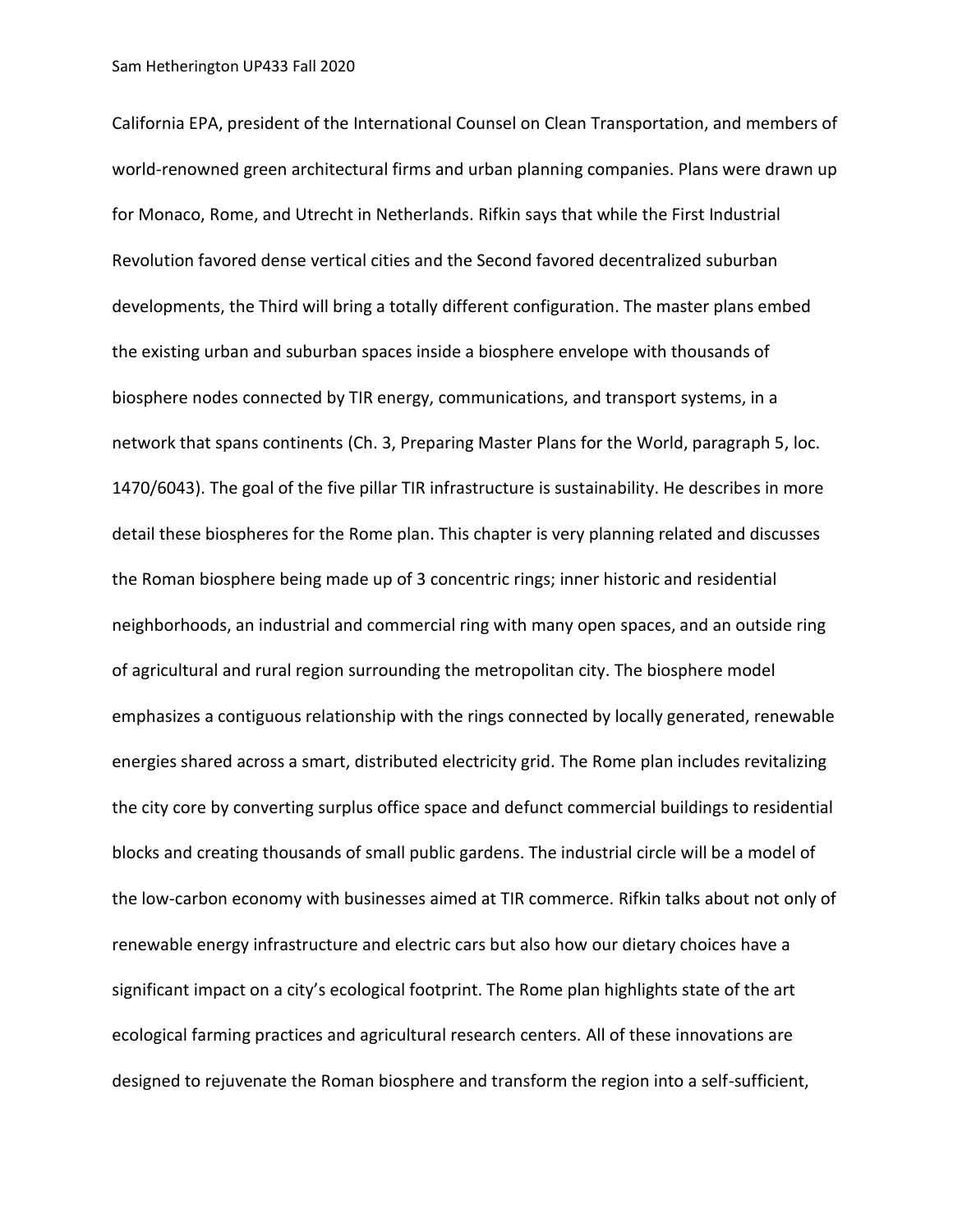California EPA, president of the International Counsel on Clean Transportation, and members of world-renowned green architectural firms and urban planning companies. Plans were drawn up for Monaco, Rome, and Utrecht in Netherlands. Rifkin says that while the First Industrial Revolution favored dense vertical cities and the Second favored decentralized suburban developments, the Third will bring a totally different configuration. The master plans embed the existing urban and suburban spaces inside a biosphere envelope with thousands of biosphere nodes connected by TIR energy, communications, and transport systems, in a network that spans continents (Ch. 3, Preparing Master Plans for the World, paragraph 5, loc. 1470/6043). The goal of the five pillar TIR infrastructure is sustainability. He describes in more detail these biospheres for the Rome plan. This chapter is very planning related and discusses the Roman biosphere being made up of 3 concentric rings; inner historic and residential neighborhoods, an industrial and commercial ring with many open spaces, and an outside ring of agricultural and rural region surrounding the metropolitan city. The biosphere model emphasizes a contiguous relationship with the rings connected by locally generated, renewable energies shared across a smart, distributed electricity grid. The Rome plan includes revitalizing the city core by converting surplus office space and defunct commercial buildings to residential blocks and creating thousands of small public gardens. The industrial circle will be a model of the low-carbon economy with businesses aimed at TIR commerce. Rifkin talks about not only of renewable energy infrastructure and electric cars but also how our dietary choices have a significant impact on a city's ecological footprint. The Rome plan highlights state of the art ecological farming practices and agricultural research centers. All of these innovations are designed to rejuvenate the Roman biosphere and transform the region into a self-sufficient,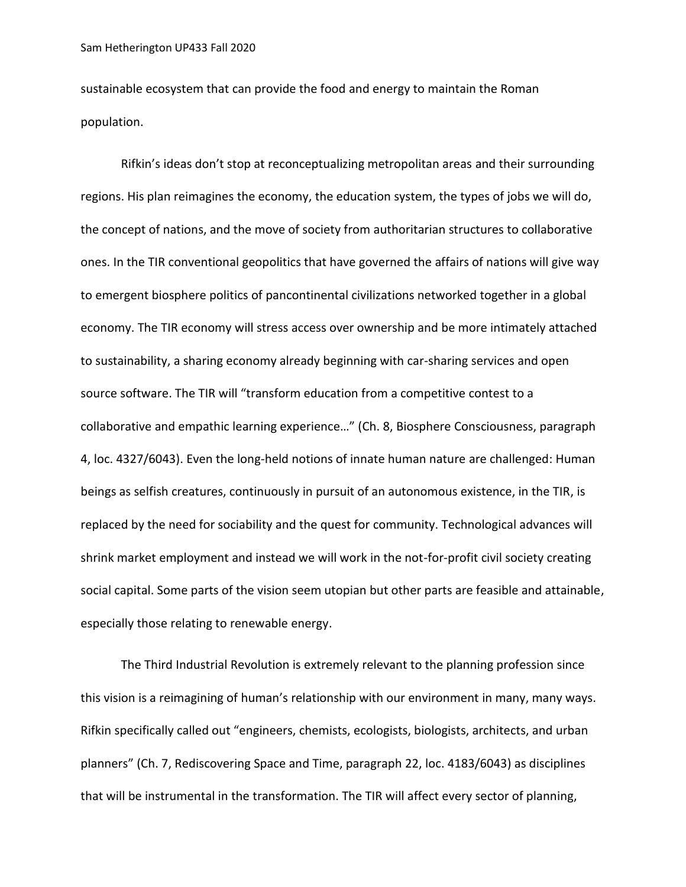sustainable ecosystem that can provide the food and energy to maintain the Roman population.

Rifkin's ideas don't stop at reconceptualizing metropolitan areas and their surrounding regions. His plan reimagines the economy, the education system, the types of jobs we will do, the concept of nations, and the move of society from authoritarian structures to collaborative ones. In the TIR conventional geopolitics that have governed the affairs of nations will give way to emergent biosphere politics of pancontinental civilizations networked together in a global economy. The TIR economy will stress access over ownership and be more intimately attached to sustainability, a sharing economy already beginning with car-sharing services and open source software. The TIR will "transform education from a competitive contest to a collaborative and empathic learning experience…" (Ch. 8, Biosphere Consciousness, paragraph 4, loc. 4327/6043). Even the long-held notions of innate human nature are challenged: Human beings as selfish creatures, continuously in pursuit of an autonomous existence, in the TIR, is replaced by the need for sociability and the quest for community. Technological advances will shrink market employment and instead we will work in the not-for-profit civil society creating social capital. Some parts of the vision seem utopian but other parts are feasible and attainable, especially those relating to renewable energy.

The Third Industrial Revolution is extremely relevant to the planning profession since this vision is a reimagining of human's relationship with our environment in many, many ways. Rifkin specifically called out "engineers, chemists, ecologists, biologists, architects, and urban planners" (Ch. 7, Rediscovering Space and Time, paragraph 22, loc. 4183/6043) as disciplines that will be instrumental in the transformation. The TIR will affect every sector of planning,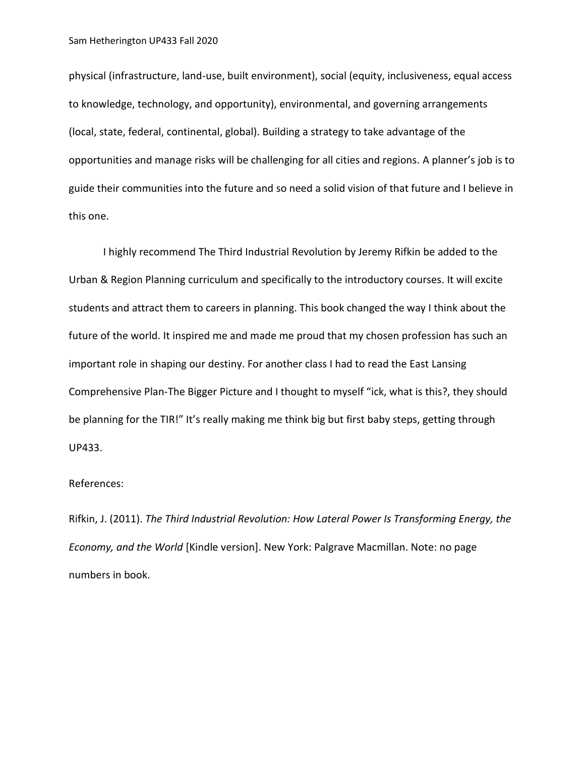physical (infrastructure, land-use, built environment), social (equity, inclusiveness, equal access to knowledge, technology, and opportunity), environmental, and governing arrangements (local, state, federal, continental, global). Building a strategy to take advantage of the opportunities and manage risks will be challenging for all cities and regions. A planner's job is to guide their communities into the future and so need a solid vision of that future and I believe in this one.

I highly recommend The Third Industrial Revolution by Jeremy Rifkin be added to the Urban & Region Planning curriculum and specifically to the introductory courses. It will excite students and attract them to careers in planning. This book changed the way I think about the future of the world. It inspired me and made me proud that my chosen profession has such an important role in shaping our destiny. For another class I had to read the East Lansing Comprehensive Plan-The Bigger Picture and I thought to myself "ick, what is this?, they should be planning for the TIR!" It's really making me think big but first baby steps, getting through UP433.

References:

Rifkin, J. (2011). *The Third Industrial Revolution: How Lateral Power Is Transforming Energy, the Economy, and the World* [Kindle version]. New York: Palgrave Macmillan. Note: no page numbers in book.